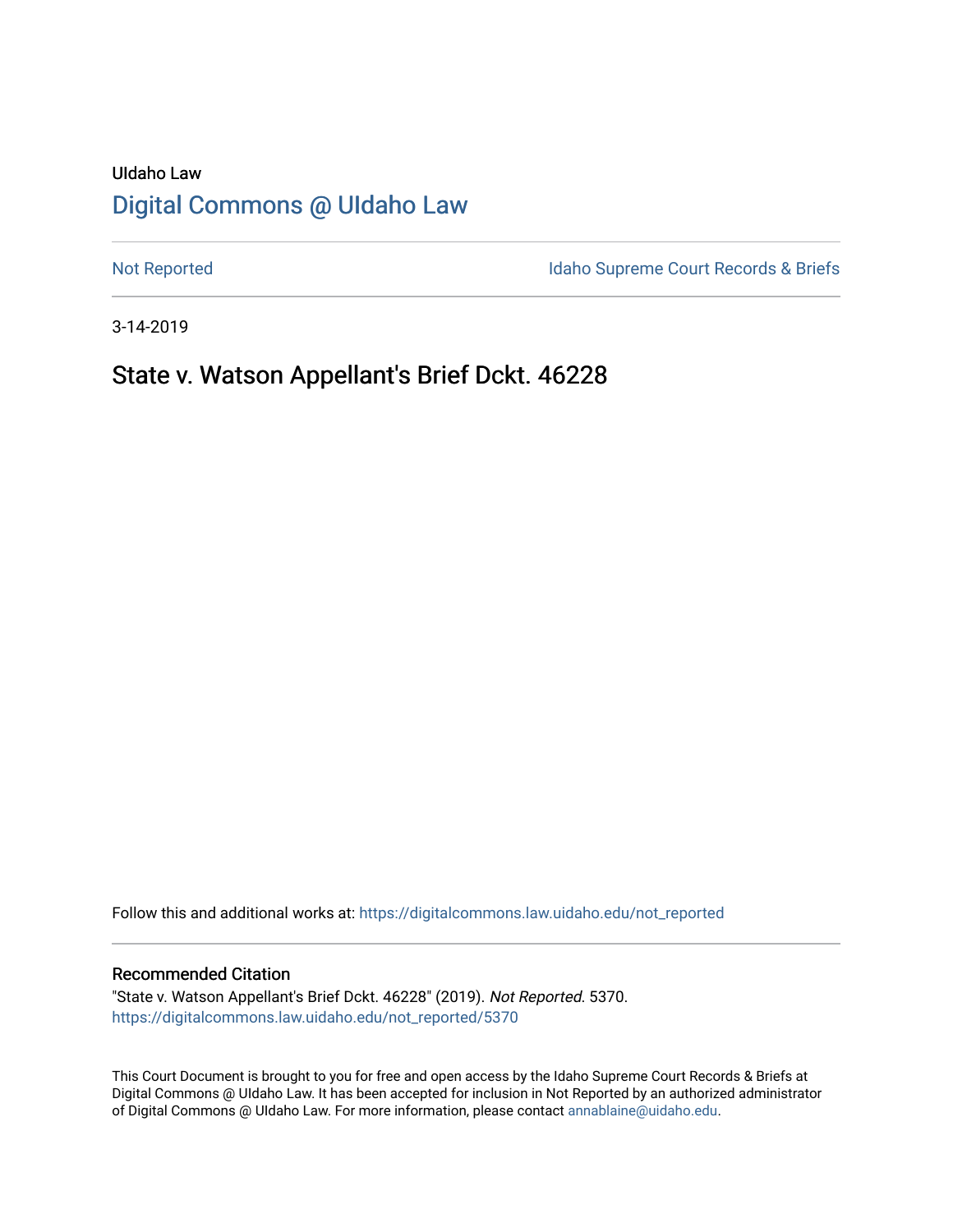UIdaho Law

# Digital Commons @ UIdaho Law

Not Reported | Idaho Supreme Court Records & Briefs

3-14-2019

## State v. Watson Appellant's Brief Dckt. 46228

Follow this and additional works at: https://digitalcommons.law.uidaho.edu/not_reported

### Recommended Citation

"State v. Watson Appellant's Brief Dckt. 46228" (2019). *Not Reported*. 5370.
https://digitalcommons.law.uidaho.edu/not_reported/5370

This Court Document is brought to you for free and open access by the Idaho Supreme Court Records & Briefs at Digital Commons @ UIdaho Law. It has been accepted for inclusion in Not Reported by an authorized administrator of Digital Commons @ UIdaho Law. For more information, please contact annablaine@uidaho.edu.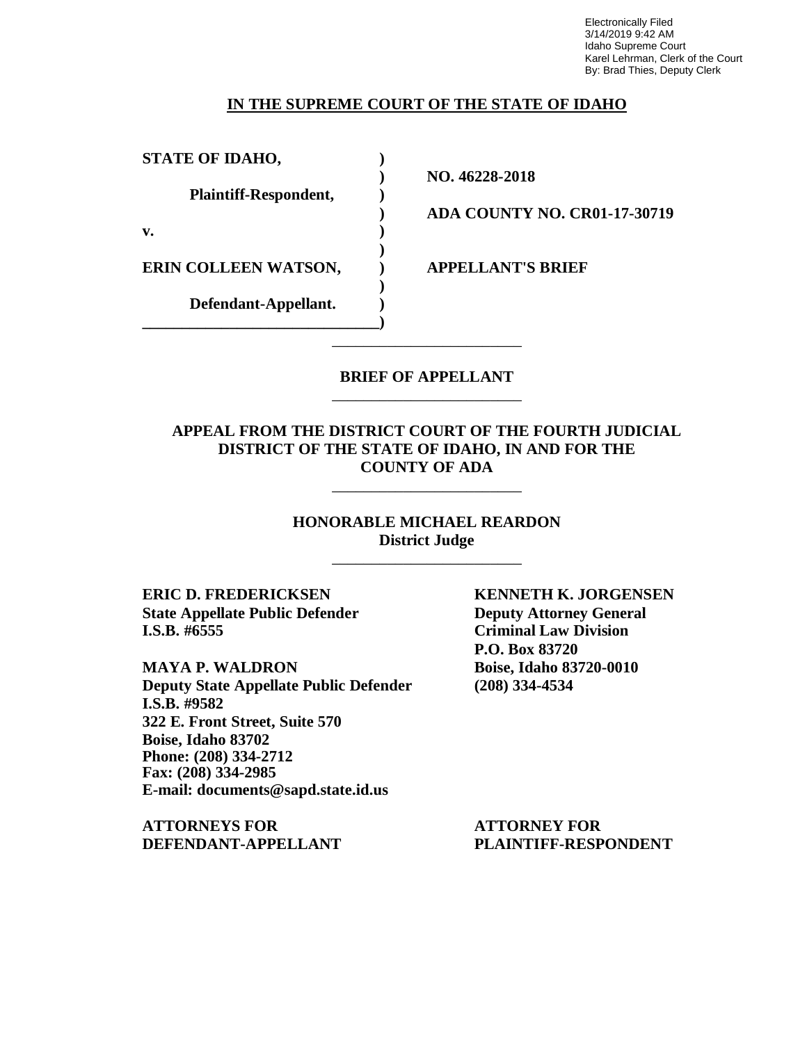Electronically Filed
3/14/2019 9:42 AM
Idaho Supreme Court
Karel Lehrman, Clerk of the Court
By: Brad Thies, Deputy Clerk

**IN THE SUPREME COURT OF THE STATE OF IDAHO**

| | | |
|---|---|---|
| **STATE OF IDAHO,** | **)** | |
| | **)** | **NO. 46228-2018** |
| **Plaintiff-Respondent,** | **)** | |
| | **)** | **ADA COUNTY NO. CR01-17-30719** |
| **v.** | **)** | |
| | **)** | |
| **ERIN COLLEEN WATSON,** | **)** | **APPELLANT'S BRIEF** |
| | **)** | |
| **Defendant-Appellant.** | **)** | |
| | **)** | |

**BRIEF OF APPELLANT**

**APPEAL FROM THE DISTRICT COURT OF THE FOURTH JUDICIAL DISTRICT OF THE STATE OF IDAHO, IN AND FOR THE COUNTY OF ADA**

**HONORABLE MICHAEL REARDON**
**District Judge**

**ERIC D. FREDERICKSEN**
**State Appellate Public Defender**
**I.S.B. #6555**

**MAYA P. WALDRON**
**Deputy State Appellate Public Defender**
**I.S.B. #9582**
**322 E. Front Street, Suite 570**
**Boise, Idaho 83702**
**Phone: (208) 334-2712**
**Fax: (208) 334-2985**
**E-mail: documents@sapd.state.id.us**

**ATTORNEYS FOR DEFENDANT-APPELLANT**

**KENNETH K. JORGENSEN**
**Deputy Attorney General**
**Criminal Law Division**
**P.O. Box 83720**
**Boise, Idaho 83720-0010**
**(208) 334-4534**

**ATTORNEY FOR PLAINTIFF-RESPONDENT**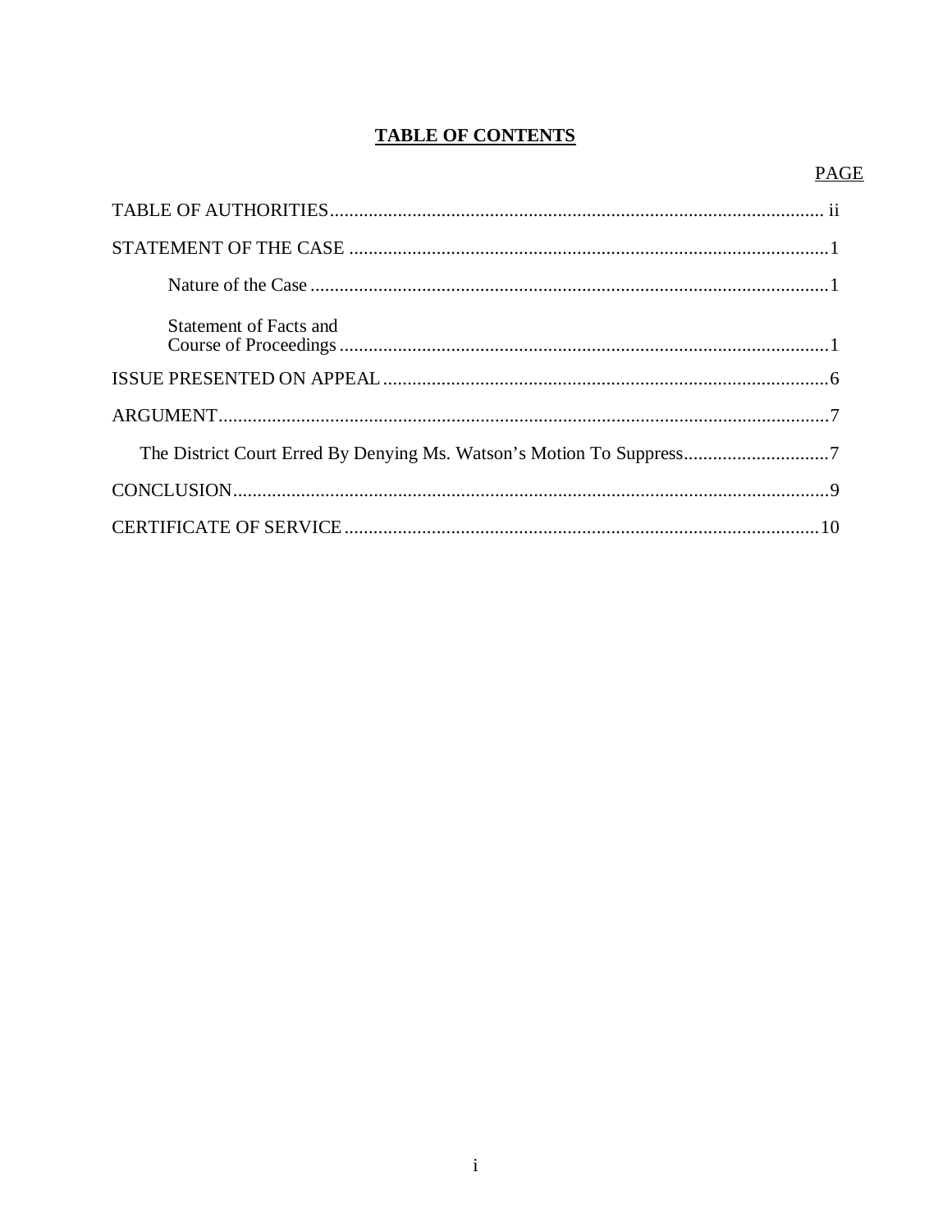# TABLE OF CONTENTS

| | PAGE |
|---|---|
| TABLE OF AUTHORITIES | ii |
| STATEMENT OF THE CASE | 1 |
| Nature of the Case | 1 |
| Statement of Facts and Course of Proceedings | 1 |
| ISSUE PRESENTED ON APPEAL | 6 |
| ARGUMENT | 7 |
| The District Court Erred By Denying Ms. Watson's Motion To Suppress | 7 |
| CONCLUSION | 9 |
| CERTIFICATE OF SERVICE | 10 |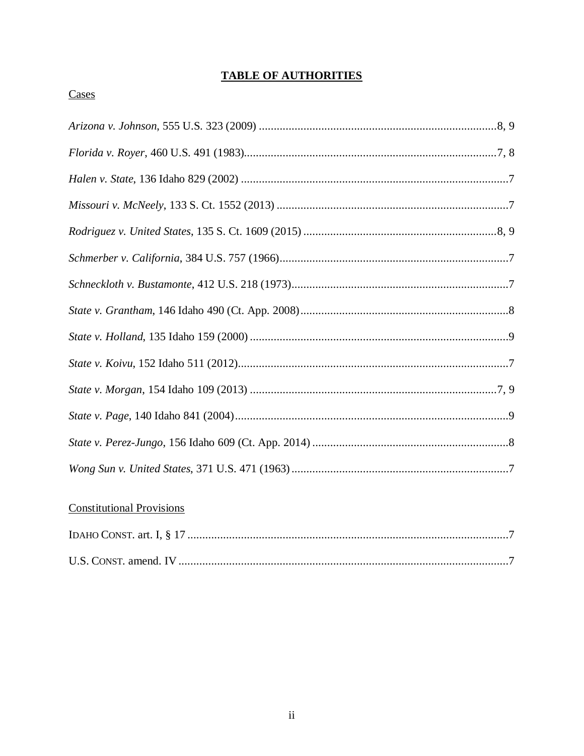# TABLE OF AUTHORITIES

Cases

*Arizona v. Johnson*, 555 U.S. 323 (2009) ................................................................................8, 9

*Florida v. Royer*, 460 U.S. 491 (1983)......................................................................................7, 8

*Halen v. State*, 136 Idaho 829 (2002) ..........................................................................................7

*Missouri v. McNeely*, 133 S. Ct. 1552 (2013) .............................................................................7

*Rodriguez v. United States*, 135 S. Ct. 1609 (2015) .................................................................8, 9

*Schmerber v. California*, 384 U.S. 757 (1966).............................................................................7

*Schneckloth v. Bustamonte*, 412 U.S. 218 (1973).........................................................................7

*State v. Grantham*, 146 Idaho 490 (Ct. App. 2008)......................................................................8

*State v. Holland*, 135 Idaho 159 (2000) .......................................................................................9

*State v. Koivu*, 152 Idaho 511 (2012)...........................................................................................7

*State v. Morgan*, 154 Idaho 109 (2013) ...................................................................................7, 9

*State v. Page*, 140 Idaho 841 (2004)............................................................................................9

*State v. Perez-Jungo*, 156 Idaho 609 (Ct. App. 2014) ..................................................................8

*Wong Sun v. United States*, 371 U.S. 471 (1963) .........................................................................7

Constitutional Provisions

IDAHO CONST. art. I, § 17 ............................................................................................................7

U.S. CONST. amend. IV ...............................................................................................................7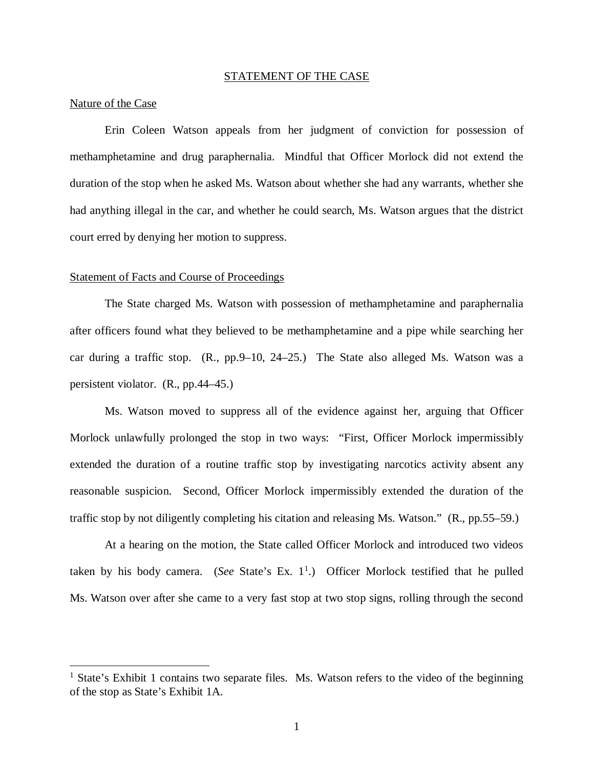## STATEMENT OF THE CASE

### Nature of the Case

Erin Coleen Watson appeals from her judgment of conviction for possession of methamphetamine and drug paraphernalia. Mindful that Officer Morlock did not extend the duration of the stop when he asked Ms. Watson about whether she had any warrants, whether she had anything illegal in the car, and whether he could search, Ms. Watson argues that the district court erred by denying her motion to suppress.

### Statement of Facts and Course of Proceedings

The State charged Ms. Watson with possession of methamphetamine and paraphernalia after officers found what they believed to be methamphetamine and a pipe while searching her car during a traffic stop. (R., pp.9–10, 24–25.) The State also alleged Ms. Watson was a persistent violator. (R., pp.44–45.)

Ms. Watson moved to suppress all of the evidence against her, arguing that Officer Morlock unlawfully prolonged the stop in two ways: "First, Officer Morlock impermissibly extended the duration of a routine traffic stop by investigating narcotics activity absent any reasonable suspicion. Second, Officer Morlock impermissibly extended the duration of the traffic stop by not diligently completing his citation and releasing Ms. Watson." (R., pp.55–59.)

At a hearing on the motion, the State called Officer Morlock and introduced two videos taken by his body camera. (*See* State's Ex. 1[1].) Officer Morlock testified that he pulled Ms. Watson over after she came to a very fast stop at two stop signs, rolling through the second

[1] State's Exhibit 1 contains two separate files. Ms. Watson refers to the video of the beginning of the stop as State's Exhibit 1A.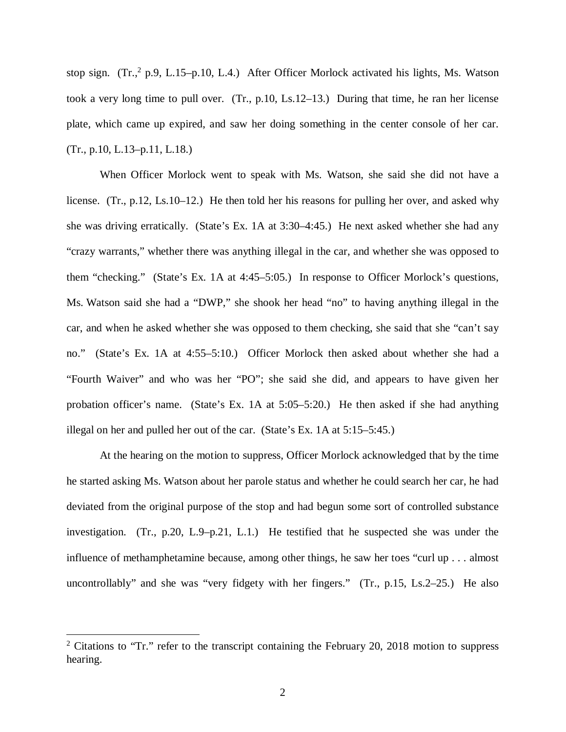stop sign. (Tr.,[2] p.9, L.15–p.10, L.4.) After Officer Morlock activated his lights, Ms. Watson took a very long time to pull over. (Tr., p.10, Ls.12–13.) During that time, he ran her license plate, which came up expired, and saw her doing something in the center console of her car. (Tr., p.10, L.13–p.11, L.18.)

When Officer Morlock went to speak with Ms. Watson, she said she did not have a license. (Tr., p.12, Ls.10–12.) He then told her his reasons for pulling her over, and asked why she was driving erratically. (State's Ex. 1A at 3:30–4:45.) He next asked whether she had any "crazy warrants," whether there was anything illegal in the car, and whether she was opposed to them "checking." (State's Ex. 1A at 4:45–5:05.) In response to Officer Morlock's questions, Ms. Watson said she had a "DWP," she shook her head "no" to having anything illegal in the car, and when he asked whether she was opposed to them checking, she said that she "can't say no." (State's Ex. 1A at 4:55–5:10.) Officer Morlock then asked about whether she had a "Fourth Waiver" and who was her "PO"; she said she did, and appears to have given her probation officer's name. (State's Ex. 1A at 5:05–5:20.) He then asked if she had anything illegal on her and pulled her out of the car. (State's Ex. 1A at 5:15–5:45.)

At the hearing on the motion to suppress, Officer Morlock acknowledged that by the time he started asking Ms. Watson about her parole status and whether he could search her car, he had deviated from the original purpose of the stop and had begun some sort of controlled substance investigation. (Tr., p.20, L.9–p.21, L.1.) He testified that he suspected she was under the influence of methamphetamine because, among other things, he saw her toes "curl up . . . almost uncontrollably" and she was "very fidgety with her fingers." (Tr., p.15, Ls.2–25.) He also

---

[2] Citations to "Tr." refer to the transcript containing the February 20, 2018 motion to suppress hearing.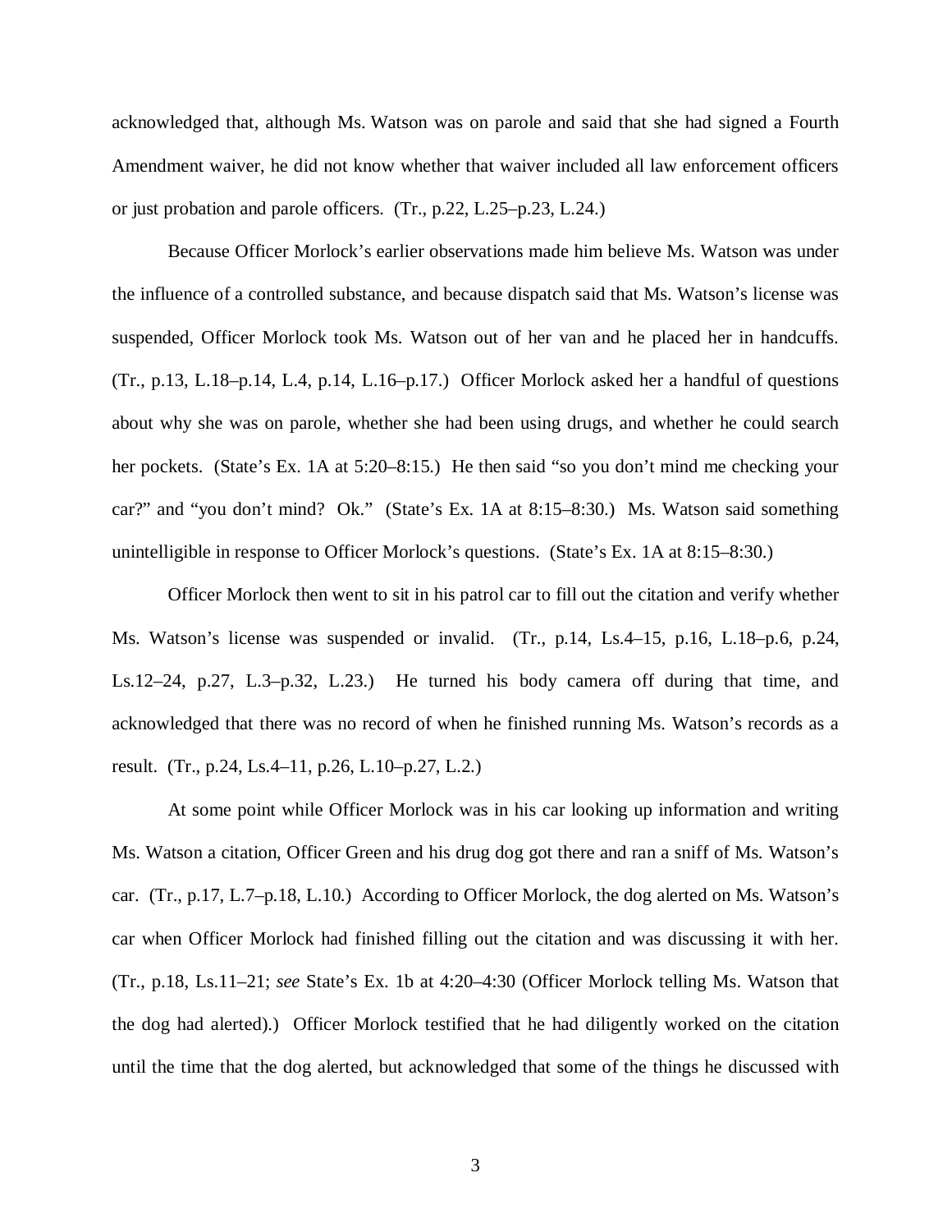acknowledged that, although Ms. Watson was on parole and said that she had signed a Fourth Amendment waiver, he did not know whether that waiver included all law enforcement officers or just probation and parole officers. (Tr., p.22, L.25–p.23, L.24.)

Because Officer Morlock's earlier observations made him believe Ms. Watson was under the influence of a controlled substance, and because dispatch said that Ms. Watson's license was suspended, Officer Morlock took Ms. Watson out of her van and he placed her in handcuffs. (Tr., p.13, L.18–p.14, L.4, p.14, L.16–p.17.) Officer Morlock asked her a handful of questions about why she was on parole, whether she had been using drugs, and whether he could search her pockets. (State's Ex. 1A at 5:20–8:15.) He then said "so you don't mind me checking your car?" and "you don't mind? Ok." (State's Ex. 1A at 8:15–8:30.) Ms. Watson said something unintelligible in response to Officer Morlock's questions. (State's Ex. 1A at 8:15–8:30.)

Officer Morlock then went to sit in his patrol car to fill out the citation and verify whether Ms. Watson's license was suspended or invalid. (Tr., p.14, Ls.4–15, p.16, L.18–p.6, p.24, Ls.12–24, p.27, L.3–p.32, L.23.) He turned his body camera off during that time, and acknowledged that there was no record of when he finished running Ms. Watson's records as a result. (Tr., p.24, Ls.4–11, p.26, L.10–p.27, L.2.)

At some point while Officer Morlock was in his car looking up information and writing Ms. Watson a citation, Officer Green and his drug dog got there and ran a sniff of Ms. Watson's car. (Tr., p.17, L.7–p.18, L.10.) According to Officer Morlock, the dog alerted on Ms. Watson's car when Officer Morlock had finished filling out the citation and was discussing it with her. (Tr., p.18, Ls.11–21; *see* State's Ex. 1b at 4:20–4:30 (Officer Morlock telling Ms. Watson that the dog had alerted).) Officer Morlock testified that he had diligently worked on the citation until the time that the dog alerted, but acknowledged that some of the things he discussed with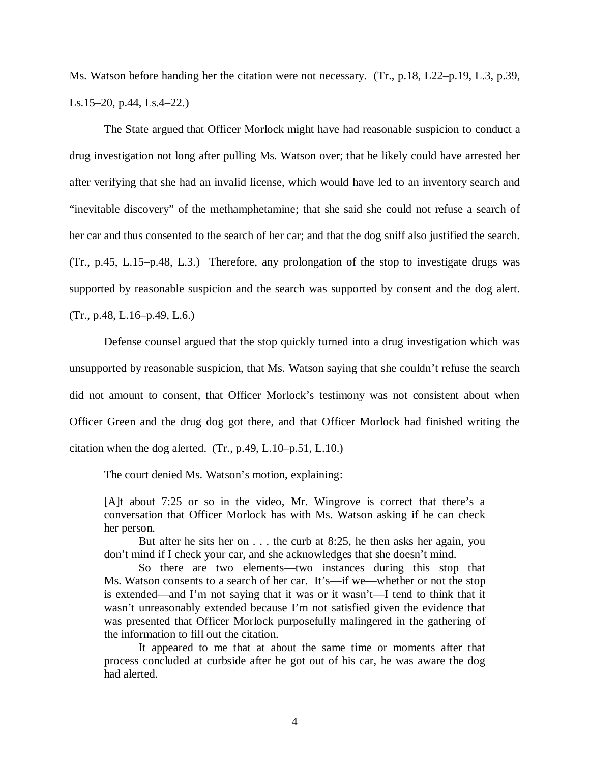Ms. Watson before handing her the citation were not necessary. (Tr., p.18, L22–p.19, L.3, p.39, Ls.15–20, p.44, Ls.4–22.)

The State argued that Officer Morlock might have had reasonable suspicion to conduct a drug investigation not long after pulling Ms. Watson over; that he likely could have arrested her after verifying that she had an invalid license, which would have led to an inventory search and "inevitable discovery" of the methamphetamine; that she said she could not refuse a search of her car and thus consented to the search of her car; and that the dog sniff also justified the search. (Tr., p.45, L.15–p.48, L.3.) Therefore, any prolongation of the stop to investigate drugs was supported by reasonable suspicion and the search was supported by consent and the dog alert. (Tr., p.48, L.16–p.49, L.6.)

Defense counsel argued that the stop quickly turned into a drug investigation which was unsupported by reasonable suspicion, that Ms. Watson saying that she couldn't refuse the search did not amount to consent, that Officer Morlock's testimony was not consistent about when Officer Green and the drug dog got there, and that Officer Morlock had finished writing the citation when the dog alerted. (Tr., p.49, L.10–p.51, L.10.)

The court denied Ms. Watson's motion, explaining:

> [A]t about 7:25 or so in the video, Mr. Wingrove is correct that there's a conversation that Officer Morlock has with Ms. Watson asking if he can check her person.
>
> But after he sits her on . . . the curb at 8:25, he then asks her again, you don't mind if I check your car, and she acknowledges that she doesn't mind.
>
> So there are two elements—two instances during this stop that Ms. Watson consents to a search of her car. It's—if we—whether or not the stop is extended—and I'm not saying that it was or it wasn't—I tend to think that it wasn't unreasonably extended because I'm not satisfied given the evidence that was presented that Officer Morlock purposefully malingered in the gathering of the information to fill out the citation.
>
> It appeared to me that at about the same time or moments after that process concluded at curbside after he got out of his car, he was aware the dog had alerted.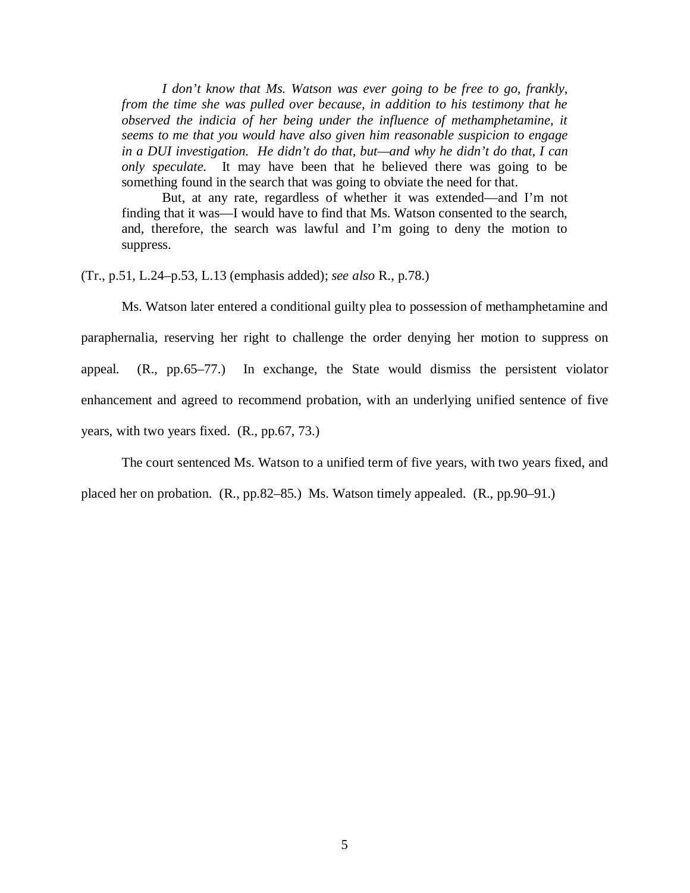> *I don't know that Ms. Watson was ever going to be free to go, frankly, from the time she was pulled over because, in addition to his testimony that he observed the indicia of her being under the influence of methamphetamine, it seems to me that you would have also given him reasonable suspicion to engage in a DUI investigation. He didn't do that, but—and why he didn't do that, I can only speculate.* It may have been that he believed there was going to be something found in the search that was going to obviate the need for that.
>
> But, at any rate, regardless of whether it was extended—and I'm not finding that it was—I would have to find that Ms. Watson consented to the search, and, therefore, the search was lawful and I'm going to deny the motion to suppress.

(Tr., p.51, L.24–p.53, L.13 (emphasis added); *see also* R., p.78.)

Ms. Watson later entered a conditional guilty plea to possession of methamphetamine and paraphernalia, reserving her right to challenge the order denying her motion to suppress on appeal. (R., pp.65–77.) In exchange, the State would dismiss the persistent violator enhancement and agreed to recommend probation, with an underlying unified sentence of five years, with two years fixed. (R., pp.67, 73.)

The court sentenced Ms. Watson to a unified term of five years, with two years fixed, and placed her on probation. (R., pp.82–85.) Ms. Watson timely appealed. (R., pp.90–91.)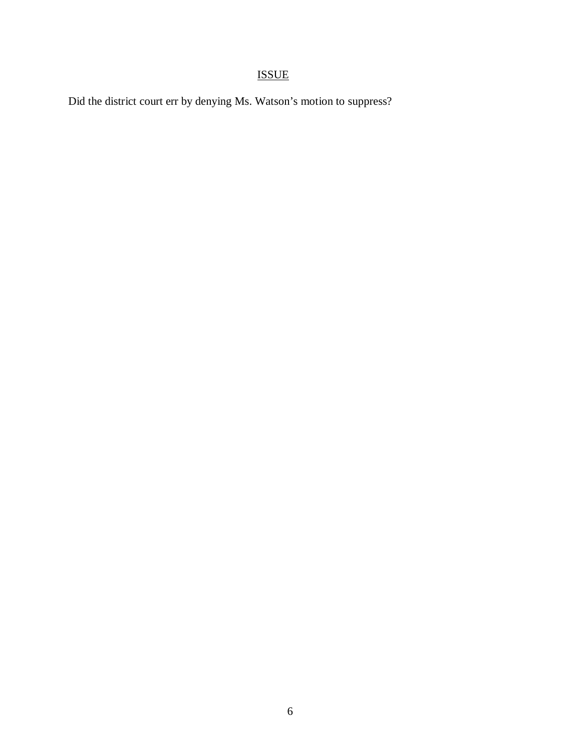## ISSUE

Did the district court err by denying Ms. Watson's motion to suppress?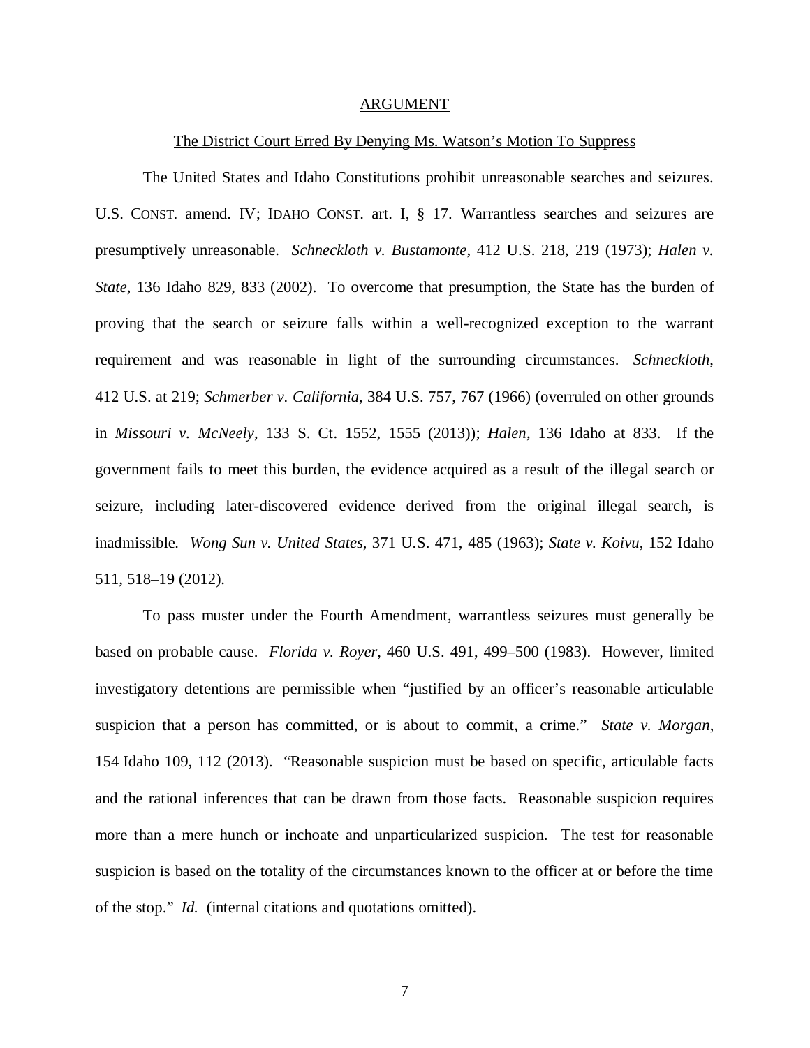## ARGUMENT

### The District Court Erred By Denying Ms. Watson's Motion To Suppress

The United States and Idaho Constitutions prohibit unreasonable searches and seizures. U.S. CONST. amend. IV; IDAHO CONST. art. I, § 17. Warrantless searches and seizures are presumptively unreasonable. *Schneckloth v. Bustamonte*, 412 U.S. 218, 219 (1973); *Halen v. State*, 136 Idaho 829, 833 (2002). To overcome that presumption, the State has the burden of proving that the search or seizure falls within a well-recognized exception to the warrant requirement and was reasonable in light of the surrounding circumstances. *Schneckloth*, 412 U.S. at 219; *Schmerber v. California*, 384 U.S. 757, 767 (1966) (overruled on other grounds in *Missouri v. McNeely*, 133 S. Ct. 1552, 1555 (2013)); *Halen*, 136 Idaho at 833. If the government fails to meet this burden, the evidence acquired as a result of the illegal search or seizure, including later-discovered evidence derived from the original illegal search, is inadmissible. *Wong Sun v. United States*, 371 U.S. 471, 485 (1963); *State v. Koivu*, 152 Idaho 511, 518–19 (2012).

To pass muster under the Fourth Amendment, warrantless seizures must generally be based on probable cause. *Florida v. Royer*, 460 U.S. 491, 499–500 (1983). However, limited investigatory detentions are permissible when "justified by an officer's reasonable articulable suspicion that a person has committed, or is about to commit, a crime." *State v. Morgan*, 154 Idaho 109, 112 (2013). "Reasonable suspicion must be based on specific, articulable facts and the rational inferences that can be drawn from those facts. Reasonable suspicion requires more than a mere hunch or inchoate and unparticularized suspicion. The test for reasonable suspicion is based on the totality of the circumstances known to the officer at or before the time of the stop." *Id.* (internal citations and quotations omitted).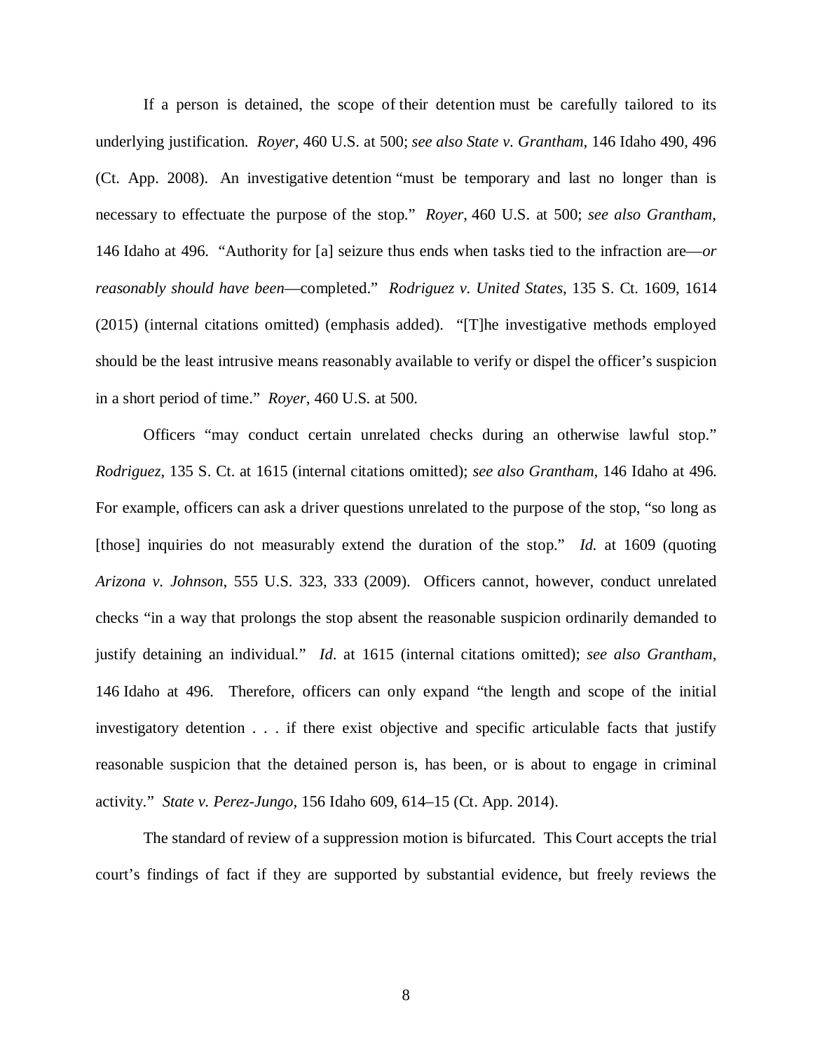If a person is detained, the scope of their detention must be carefully tailored to its underlying justification. *Royer*, 460 U.S. at 500; *see also State v. Grantham*, 146 Idaho 490, 496 (Ct. App. 2008). An investigative detention "must be temporary and last no longer than is necessary to effectuate the purpose of the stop." *Royer*, 460 U.S. at 500; *see also Grantham*, 146 Idaho at 496. "Authority for [a] seizure thus ends when tasks tied to the infraction are—*or reasonably should have been*—completed." *Rodriguez v. United States*, 135 S. Ct. 1609, 1614 (2015) (internal citations omitted) (emphasis added). "[T]he investigative methods employed should be the least intrusive means reasonably available to verify or dispel the officer's suspicion in a short period of time." *Royer*, 460 U.S. at 500.

Officers "may conduct certain unrelated checks during an otherwise lawful stop." *Rodriguez*, 135 S. Ct. at 1615 (internal citations omitted); *see also Grantham*, 146 Idaho at 496. For example, officers can ask a driver questions unrelated to the purpose of the stop, "so long as [those] inquiries do not measurably extend the duration of the stop." *Id.* at 1609 (quoting *Arizona v. Johnson*, 555 U.S. 323, 333 (2009). Officers cannot, however, conduct unrelated checks "in a way that prolongs the stop absent the reasonable suspicion ordinarily demanded to justify detaining an individual." *Id*. at 1615 (internal citations omitted); *see also Grantham*, 146 Idaho at 496. Therefore, officers can only expand "the length and scope of the initial investigatory detention . . . if there exist objective and specific articulable facts that justify reasonable suspicion that the detained person is, has been, or is about to engage in criminal activity." *State v. Perez-Jungo*, 156 Idaho 609, 614–15 (Ct. App. 2014).

The standard of review of a suppression motion is bifurcated. This Court accepts the trial court's findings of fact if they are supported by substantial evidence, but freely reviews the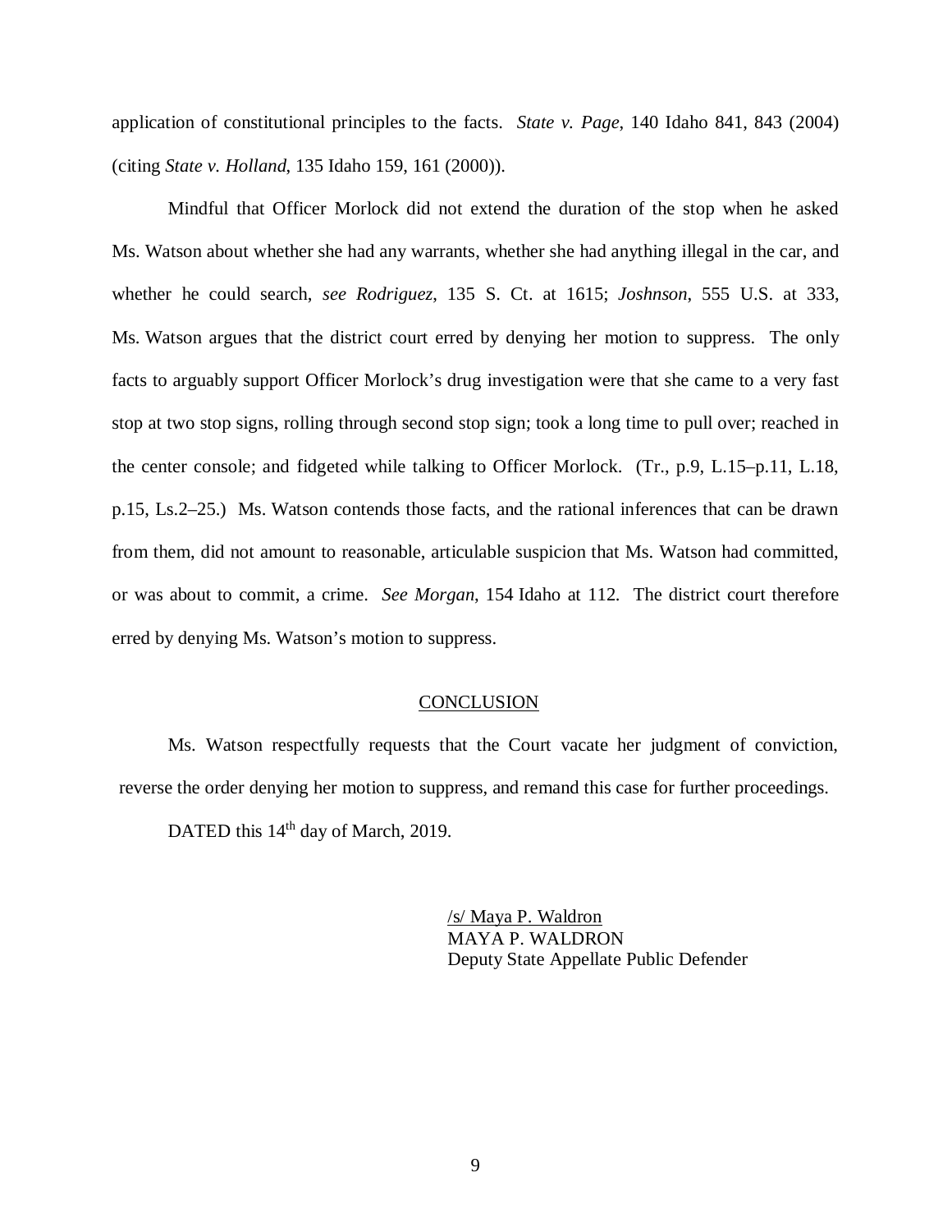application of constitutional principles to the facts. *State v. Page*, 140 Idaho 841, 843 (2004) (citing *State v. Holland*, 135 Idaho 159, 161 (2000)).

Mindful that Officer Morlock did not extend the duration of the stop when he asked Ms. Watson about whether she had any warrants, whether she had anything illegal in the car, and whether he could search, *see Rodriguez*, 135 S. Ct. at 1615; *Joshnson*, 555 U.S. at 333, Ms. Watson argues that the district court erred by denying her motion to suppress. The only facts to arguably support Officer Morlock's drug investigation were that she came to a very fast stop at two stop signs, rolling through second stop sign; took a long time to pull over; reached in the center console; and fidgeted while talking to Officer Morlock. (Tr., p.9, L.15–p.11, L.18, p.15, Ls.2–25.) Ms. Watson contends those facts, and the rational inferences that can be drawn from them, did not amount to reasonable, articulable suspicion that Ms. Watson had committed, or was about to commit, a crime. *See Morgan*, 154 Idaho at 112. The district court therefore erred by denying Ms. Watson's motion to suppress.

## CONCLUSION

Ms. Watson respectfully requests that the Court vacate her judgment of conviction, reverse the order denying her motion to suppress, and remand this case for further proceedings.

DATED this 14th day of March, 2019.

/s/ Maya P. Waldron
MAYA P. WALDRON
Deputy State Appellate Public Defender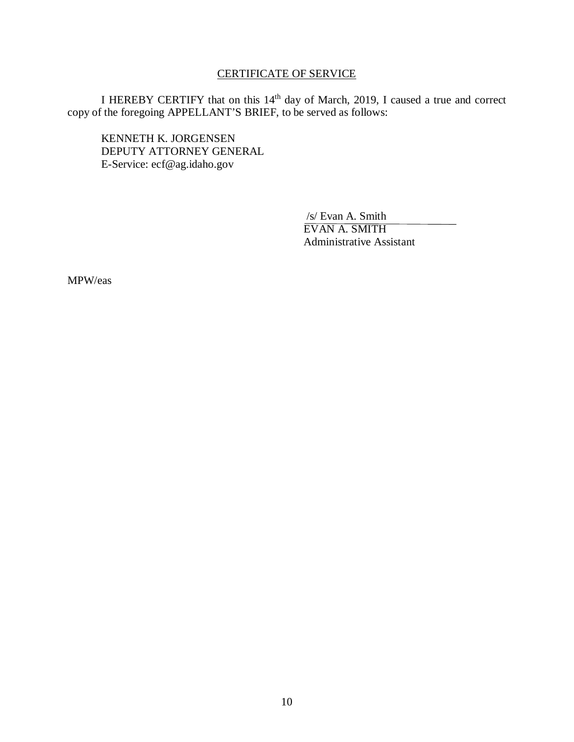## CERTIFICATE OF SERVICE

I HEREBY CERTIFY that on this 14th day of March, 2019, I caused a true and correct copy of the foregoing APPELLANT'S BRIEF, to be served as follows:

KENNETH K. JORGENSEN
DEPUTY ATTORNEY GENERAL
E-Service: ecf@ag.idaho.gov

/s/ Evan A. Smith
EVAN A. SMITH
Administrative Assistant

MPW/eas